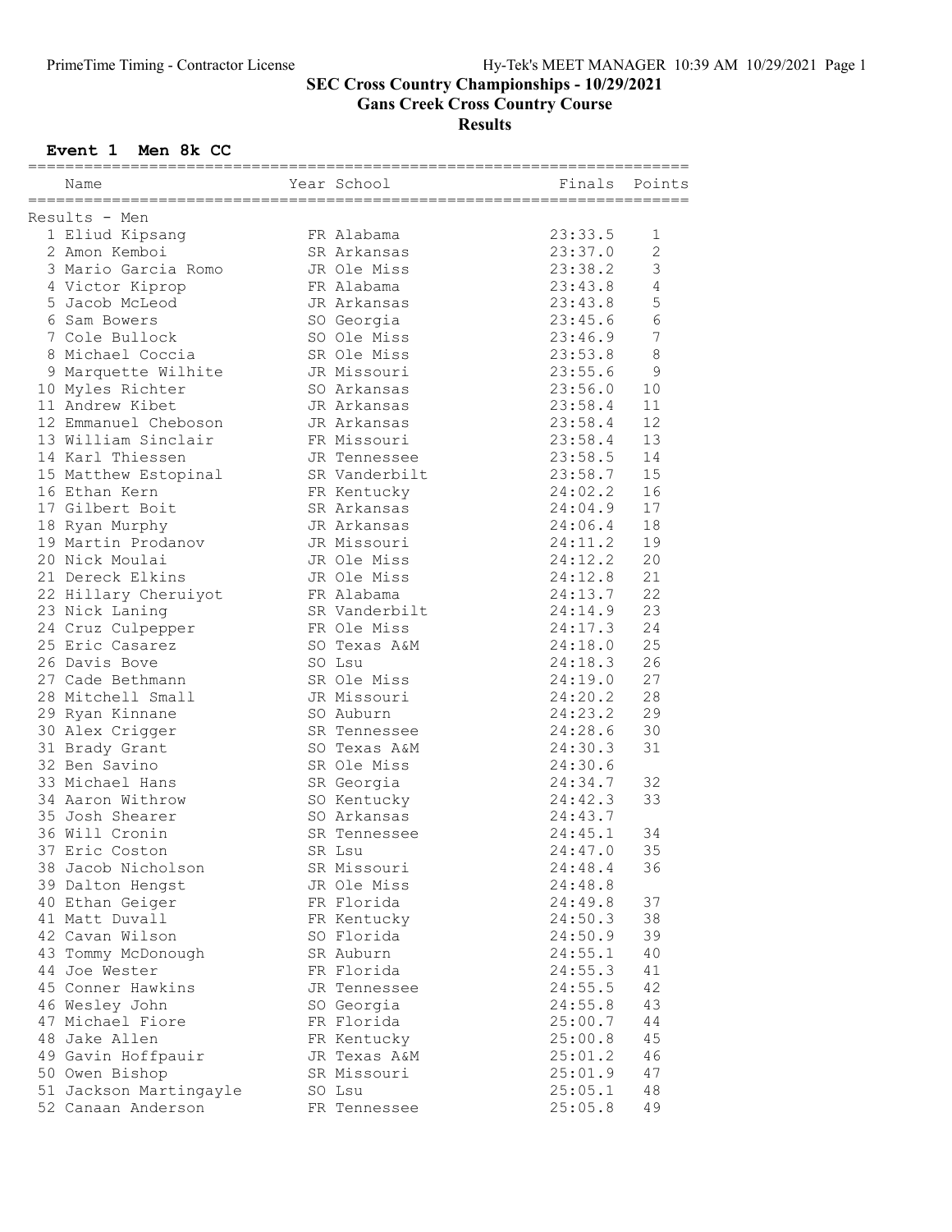# SEC Cross Country Championships - 10/29/2021

## Gans Creek Cross Country Course

## Results

### Event 1 Men 8k CC

Results - Men

| Place | Name | Year | School | Finals | Points |
|---|---|---|---|---|---|
| 1 | Eliud Kipsang | FR | Alabama | 23:33.5 | 1 |
| 2 | Amon Kemboi | SR | Arkansas | 23:37.0 | 2 |
| 3 | Mario Garcia Romo | JR | Ole Miss | 23:38.2 | 3 |
| 4 | Victor Kiprop | FR | Alabama | 23:43.8 | 4 |
| 5 | Jacob McLeod | JR | Arkansas | 23:43.8 | 5 |
| 6 | Sam Bowers | SO | Georgia | 23:45.6 | 6 |
| 7 | Cole Bullock | SO | Ole Miss | 23:46.9 | 7 |
| 8 | Michael Coccia | SR | Ole Miss | 23:53.8 | 8 |
| 9 | Marquette Wilhite | JR | Missouri | 23:55.6 | 9 |
| 10 | Myles Richter | SO | Arkansas | 23:56.0 | 10 |
| 11 | Andrew Kibet | JR | Arkansas | 23:58.4 | 11 |
| 12 | Emmanuel Cheboson | JR | Arkansas | 23:58.4 | 12 |
| 13 | William Sinclair | FR | Missouri | 23:58.4 | 13 |
| 14 | Karl Thiessen | JR | Tennessee | 23:58.5 | 14 |
| 15 | Matthew Estopinal | SR | Vanderbilt | 23:58.7 | 15 |
| 16 | Ethan Kern | FR | Kentucky | 24:02.2 | 16 |
| 17 | Gilbert Boit | SR | Arkansas | 24:04.9 | 17 |
| 18 | Ryan Murphy | JR | Arkansas | 24:06.4 | 18 |
| 19 | Martin Prodanov | JR | Missouri | 24:11.2 | 19 |
| 20 | Nick Moulai | JR | Ole Miss | 24:12.2 | 20 |
| 21 | Dereck Elkins | JR | Ole Miss | 24:12.8 | 21 |
| 22 | Hillary Cheruiyot | FR | Alabama | 24:13.7 | 22 |
| 23 | Nick Laning | SR | Vanderbilt | 24:14.9 | 23 |
| 24 | Cruz Culpepper | FR | Ole Miss | 24:17.3 | 24 |
| 25 | Eric Casarez | SO | Texas A&M | 24:18.0 | 25 |
| 26 | Davis Bove | SO | Lsu | 24:18.3 | 26 |
| 27 | Cade Bethmann | SR | Ole Miss | 24:19.0 | 27 |
| 28 | Mitchell Small | JR | Missouri | 24:20.2 | 28 |
| 29 | Ryan Kinnane | SO | Auburn | 24:23.2 | 29 |
| 30 | Alex Crigger | SR | Tennessee | 24:28.6 | 30 |
| 31 | Brady Grant | SO | Texas A&M | 24:30.3 | 31 |
| 32 | Ben Savino | SR | Ole Miss | 24:30.6 | |
| 33 | Michael Hans | SR | Georgia | 24:34.7 | 32 |
| 34 | Aaron Withrow | SO | Kentucky | 24:42.3 | 33 |
| 35 | Josh Shearer | SO | Arkansas | 24:43.7 | |
| 36 | Will Cronin | SR | Tennessee | 24:45.1 | 34 |
| 37 | Eric Coston | SR | Lsu | 24:47.0 | 35 |
| 38 | Jacob Nicholson | SR | Missouri | 24:48.4 | 36 |
| 39 | Dalton Hengst | JR | Ole Miss | 24:48.8 | |
| 40 | Ethan Geiger | FR | Florida | 24:49.8 | 37 |
| 41 | Matt Duvall | FR | Kentucky | 24:50.3 | 38 |
| 42 | Cavan Wilson | SO | Florida | 24:50.9 | 39 |
| 43 | Tommy McDonough | SR | Auburn | 24:55.1 | 40 |
| 44 | Joe Wester | FR | Florida | 24:55.3 | 41 |
| 45 | Conner Hawkins | JR | Tennessee | 24:55.5 | 42 |
| 46 | Wesley John | SO | Georgia | 24:55.8 | 43 |
| 47 | Michael Fiore | FR | Florida | 25:00.7 | 44 |
| 48 | Jake Allen | FR | Kentucky | 25:00.8 | 45 |
| 49 | Gavin Hoffpauir | JR | Texas A&M | 25:01.2 | 46 |
| 50 | Owen Bishop | SR | Missouri | 25:01.9 | 47 |
| 51 | Jackson Martingayle | SO | Lsu | 25:05.1 | 48 |
| 52 | Canaan Anderson | FR | Tennessee | 25:05.8 | 49 |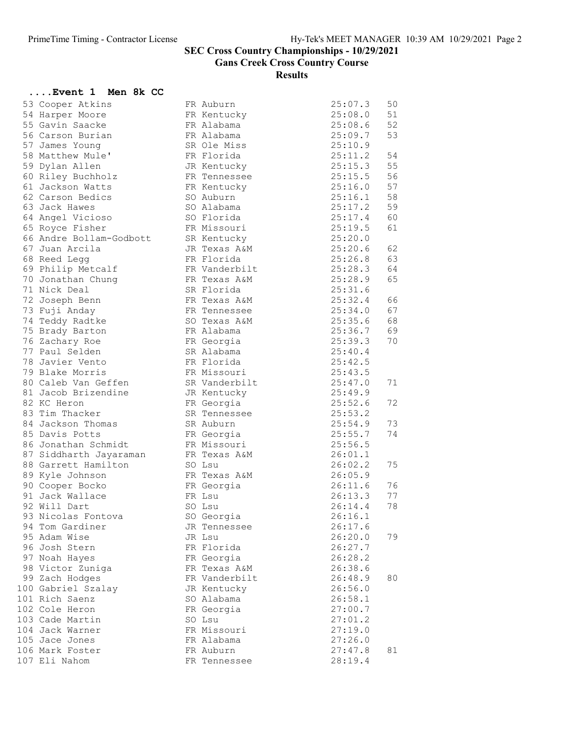# SEC Cross Country Championships - 10/29/2021

## Gans Creek Cross Country Course

### Results

#### ....Event 1 Men 8k CC

| Place | Name | Year | School | Time | Points |
|---|---|---|---|---|---|
| 53 | Cooper Atkins | FR | Auburn | 25:07.3 | 50 |
| 54 | Harper Moore | FR | Kentucky | 25:08.0 | 51 |
| 55 | Gavin Saacke | FR | Alabama | 25:08.6 | 52 |
| 56 | Carson Burian | FR | Alabama | 25:09.7 | 53 |
| 57 | James Young | SR | Ole Miss | 25:10.9 | |
| 58 | Matthew Mule' | FR | Florida | 25:11.2 | 54 |
| 59 | Dylan Allen | JR | Kentucky | 25:15.3 | 55 |
| 60 | Riley Buchholz | FR | Tennessee | 25:15.5 | 56 |
| 61 | Jackson Watts | FR | Kentucky | 25:16.0 | 57 |
| 62 | Carson Bedics | SO | Auburn | 25:16.1 | 58 |
| 63 | Jack Hawes | SO | Alabama | 25:17.2 | 59 |
| 64 | Angel Vicioso | SO | Florida | 25:17.4 | 60 |
| 65 | Royce Fisher | FR | Missouri | 25:19.5 | 61 |
| 66 | Andre Bollam-Godbott | SR | Kentucky | 25:20.0 | |
| 67 | Juan Arcila | JR | Texas A&M | 25:20.6 | 62 |
| 68 | Reed Legg | FR | Florida | 25:26.8 | 63 |
| 69 | Philip Metcalf | FR | Vanderbilt | 25:28.3 | 64 |
| 70 | Jonathan Chung | FR | Texas A&M | 25:28.9 | 65 |
| 71 | Nick Deal | SR | Florida | 25:31.6 | |
| 72 | Joseph Benn | FR | Texas A&M | 25:32.4 | 66 |
| 73 | Fuji Anday | FR | Tennessee | 25:34.0 | 67 |
| 74 | Teddy Radtke | SO | Texas A&M | 25:35.6 | 68 |
| 75 | Brady Barton | FR | Alabama | 25:36.7 | 69 |
| 76 | Zachary Roe | FR | Georgia | 25:39.3 | 70 |
| 77 | Paul Selden | SR | Alabama | 25:40.4 | |
| 78 | Javier Vento | FR | Florida | 25:42.5 | |
| 79 | Blake Morris | FR | Missouri | 25:43.5 | |
| 80 | Caleb Van Geffen | SR | Vanderbilt | 25:47.0 | 71 |
| 81 | Jacob Brizendine | JR | Kentucky | 25:49.9 | |
| 82 | KC Heron | FR | Georgia | 25:52.6 | 72 |
| 83 | Tim Thacker | SR | Tennessee | 25:53.2 | |
| 84 | Jackson Thomas | SR | Auburn | 25:54.9 | 73 |
| 85 | Davis Potts | FR | Georgia | 25:55.7 | 74 |
| 86 | Jonathan Schmidt | FR | Missouri | 25:56.5 | |
| 87 | Siddharth Jayaraman | FR | Texas A&M | 26:01.1 | |
| 88 | Garrett Hamilton | SO | Lsu | 26:02.2 | 75 |
| 89 | Kyle Johnson | FR | Texas A&M | 26:05.9 | |
| 90 | Cooper Bocko | FR | Georgia | 26:11.6 | 76 |
| 91 | Jack Wallace | FR | Lsu | 26:13.3 | 77 |
| 92 | Will Dart | SO | Lsu | 26:14.4 | 78 |
| 93 | Nicolas Fontova | SO | Georgia | 26:16.1 | |
| 94 | Tom Gardiner | JR | Tennessee | 26:17.6 | |
| 95 | Adam Wise | JR | Lsu | 26:20.0 | 79 |
| 96 | Josh Stern | FR | Florida | 26:27.7 | |
| 97 | Noah Hayes | FR | Georgia | 26:28.2 | |
| 98 | Victor Zuniga | FR | Texas A&M | 26:38.6 | |
| 99 | Zach Hodges | FR | Vanderbilt | 26:48.9 | 80 |
| 100 | Gabriel Szalay | JR | Kentucky | 26:56.0 | |
| 101 | Rich Saenz | SO | Alabama | 26:58.1 | |
| 102 | Cole Heron | FR | Georgia | 27:00.7 | |
| 103 | Cade Martin | SO | Lsu | 27:01.2 | |
| 104 | Jack Warner | FR | Missouri | 27:19.0 | |
| 105 | Jace Jones | FR | Alabama | 27:26.0 | |
| 106 | Mark Foster | FR | Auburn | 27:47.8 | 81 |
| 107 | Eli Nahom | FR | Tennessee | 28:19.4 | |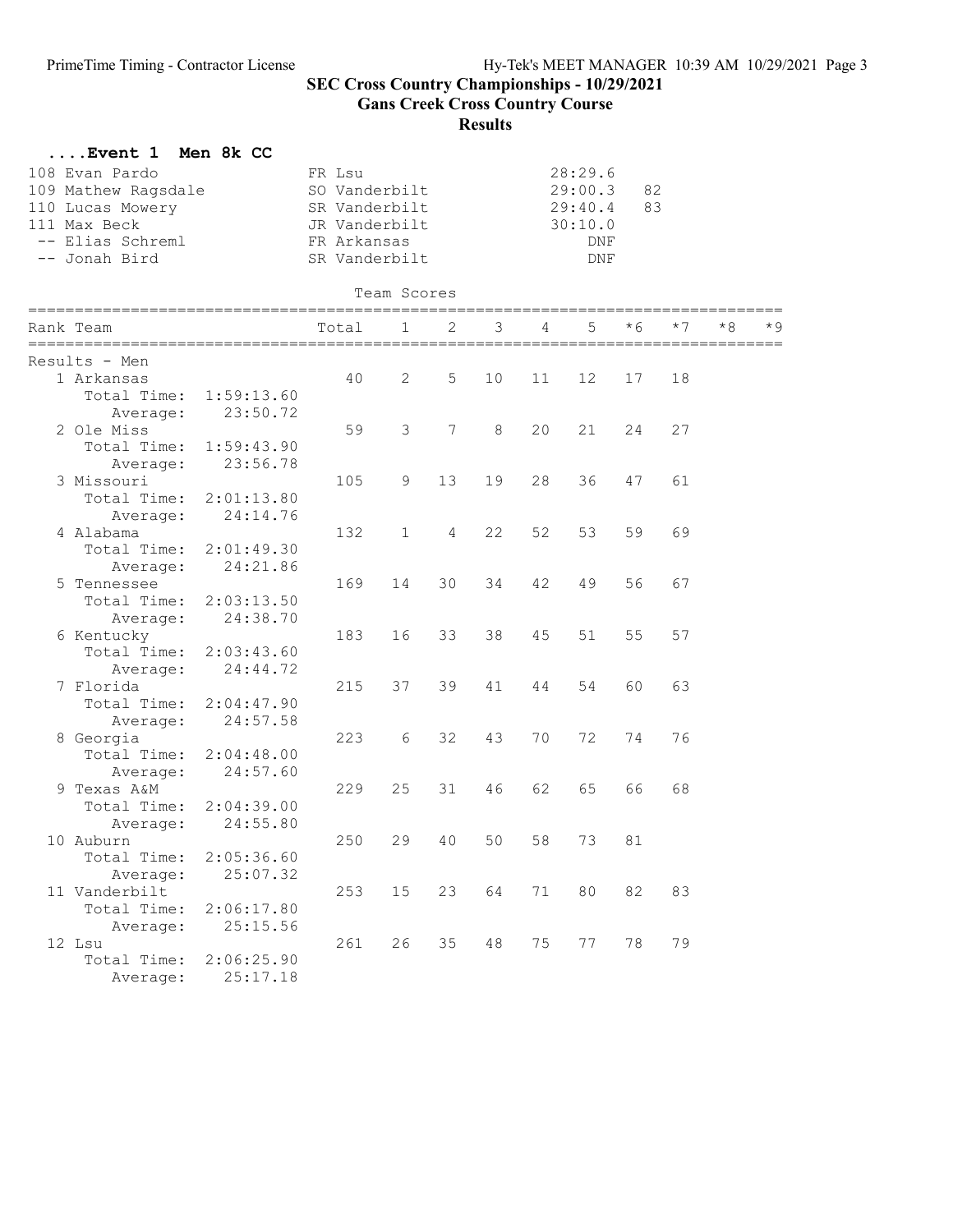# SEC Cross Country Championships - 10/29/2021

## Gans Creek Cross Country Course

## Results

### ....Event 1 Men 8k CC

| | | | | |
|---|---|---|---|---|
| 108 | Evan Pardo | FR Lsu | 28:29.6 | |
| 109 | Mathew Ragsdale | SO Vanderbilt | 29:00.3 | 82 |
| 110 | Lucas Mowery | SR Vanderbilt | 29:40.4 | 83 |
| 111 | Max Beck | JR Vanderbilt | 30:10.0 | |
| -- | Elias Schreml | FR Arkansas | DNF | |
| -- | Jonah Bird | SR Vanderbilt | DNF | |

### Team Scores

| Rank | Team | Total | 1 | 2 | 3 | 4 | 5 | *6 | *7 | *8 | *9 |
|---|---|---|---|---|---|---|---|---|---|---|---|
| | **Results - Men** | | | | | | | | | | |
| 1 | Arkansas | 40 | 2 | 5 | 10 | 11 | 12 | 17 | 18 | | |
| | Total Time: 1:59:13.60 | | | | | | | | | | |
| | Average: 23:50.72 | | | | | | | | | | |
| 2 | Ole Miss | 59 | 3 | 7 | 8 | 20 | 21 | 24 | 27 | | |
| | Total Time: 1:59:43.90 | | | | | | | | | | |
| | Average: 23:56.78 | | | | | | | | | | |
| 3 | Missouri | 105 | 9 | 13 | 19 | 28 | 36 | 47 | 61 | | |
| | Total Time: 2:01:13.80 | | | | | | | | | | |
| | Average: 24:14.76 | | | | | | | | | | |
| 4 | Alabama | 132 | 1 | 4 | 22 | 52 | 53 | 59 | 69 | | |
| | Total Time: 2:01:49.30 | | | | | | | | | | |
| | Average: 24:21.86 | | | | | | | | | | |
| 5 | Tennessee | 169 | 14 | 30 | 34 | 42 | 49 | 56 | 67 | | |
| | Total Time: 2:03:13.50 | | | | | | | | | | |
| | Average: 24:38.70 | | | | | | | | | | |
| 6 | Kentucky | 183 | 16 | 33 | 38 | 45 | 51 | 55 | 57 | | |
| | Total Time: 2:03:43.60 | | | | | | | | | | |
| | Average: 24:44.72 | | | | | | | | | | |
| 7 | Florida | 215 | 37 | 39 | 41 | 44 | 54 | 60 | 63 | | |
| | Total Time: 2:04:47.90 | | | | | | | | | | |
| | Average: 24:57.58 | | | | | | | | | | |
| 8 | Georgia | 223 | 6 | 32 | 43 | 70 | 72 | 74 | 76 | | |
| | Total Time: 2:04:48.00 | | | | | | | | | | |
| | Average: 24:57.60 | | | | | | | | | | |
| 9 | Texas A&M | 229 | 25 | 31 | 46 | 62 | 65 | 66 | 68 | | |
| | Total Time: 2:04:39.00 | | | | | | | | | | |
| | Average: 24:55.80 | | | | | | | | | | |
| 10 | Auburn | 250 | 29 | 40 | 50 | 58 | 73 | 81 | | | |
| | Total Time: 2:05:36.60 | | | | | | | | | | |
| | Average: 25:07.32 | | | | | | | | | | |
| 11 | Vanderbilt | 253 | 15 | 23 | 64 | 71 | 80 | 82 | 83 | | |
| | Total Time: 2:06:17.80 | | | | | | | | | | |
| | Average: 25:15.56 | | | | | | | | | | |
| 12 | Lsu | 261 | 26 | 35 | 48 | 75 | 77 | 78 | 79 | | |
| | Total Time: 2:06:25.90 | | | | | | | | | | |
| | Average: 25:17.18 | | | | | | | | | | |